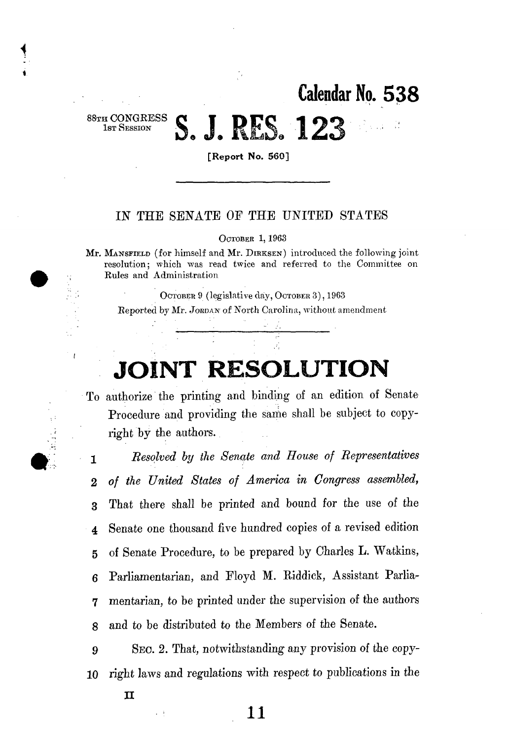Calendar No. 538

88TH CONGRESS
1ST SESSION

# S. J. RES. 123

[Report No. 560]

---

IN THE SENATE OF THE UNITED STATES

OCTOBER 1, 1963

Mr. MANSFIELD (for himself and Mr. DIRKSEN) introduced the following joint resolution; which was read twice and referred to the Committee on Rules and Administration

OCTOBER 9 (legislative day, OCTOBER 3), 1963

Reported by Mr. JORDAN of North Carolina, without amendment

---

# JOINT RESOLUTION

To authorize the printing and binding of an edition of Senate Procedure and providing the same shall be subject to copyright by the authors.

1 *Resolved by the Senate and House of Representatives*
2 *of the United States of America in Congress assembled,*
3 That there shall be printed and bound for the use of the
4 Senate one thousand five hundred copies of a revised edition
5 of Senate Procedure, to be prepared by Charles L. Watkins,
6 Parliamentarian, and Floyd M. Riddick, Assistant Parlia-
7 mentarian, to be printed under the supervision of the authors
8 and to be distributed to the Members of the Senate.
9 SEC. 2. That, notwithstanding any provision of the copy-
10 right laws and regulations with respect to publications in the

II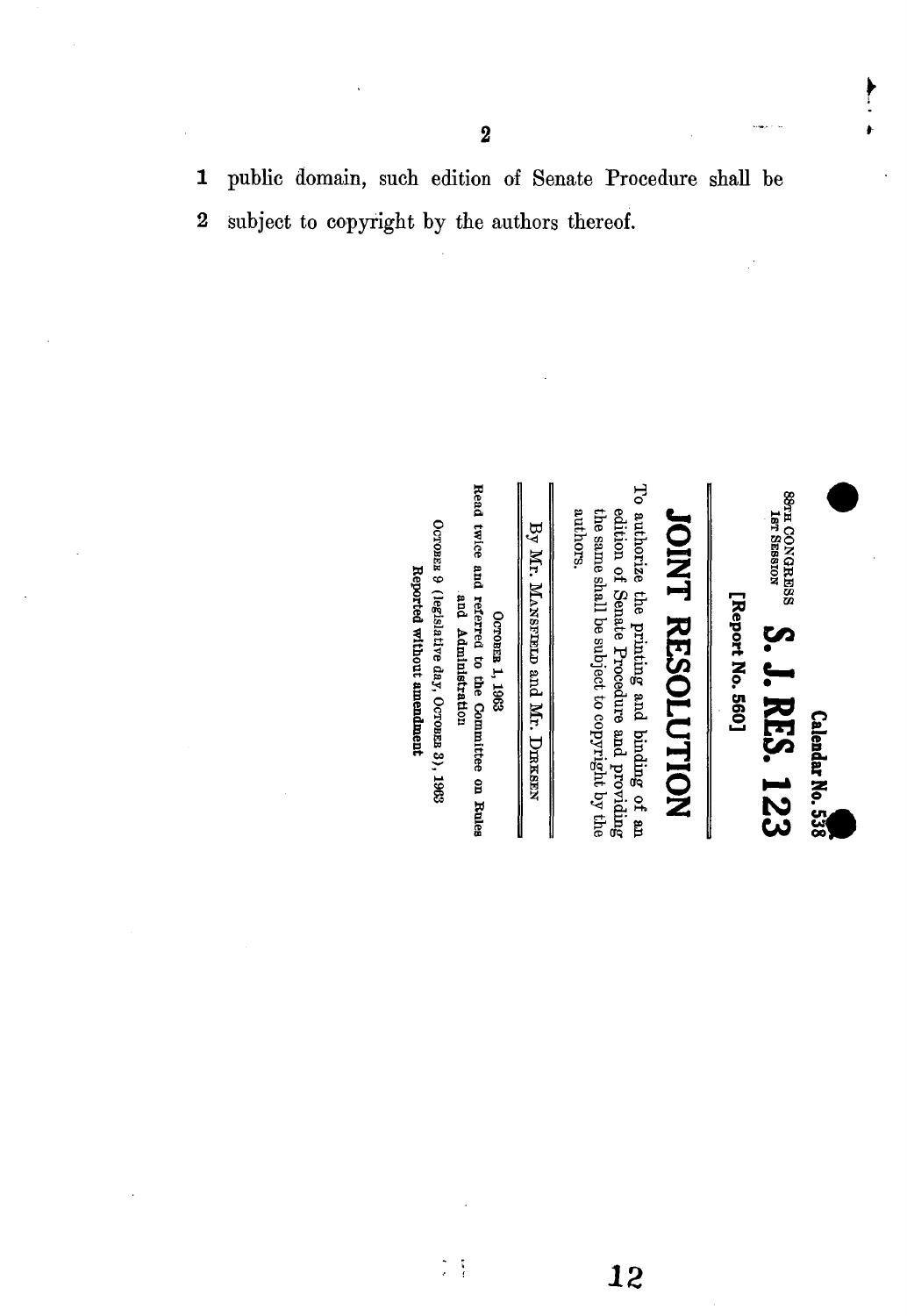1 public domain, such edition of Senate Procedure shall be
2 subject to copyright by the authors thereof.

Calendar No. 538

88TH CONGRESS
1ST SESSION

# S. J. RES. 123

[Report No. 560]

# JOINT RESOLUTION

To authorize the printing and binding of an edition of Senate Procedure and providing the same shall be subject to copyright by the authors.

By Mr. MANSFIELD and Mr. DIRKSEN

OCTOBER 1, 1963

Read twice and referred to the Committee on Rules and Administration

OCTOBER 9 (legislative day, OCTOBER 3), 1963

Reported without amendment